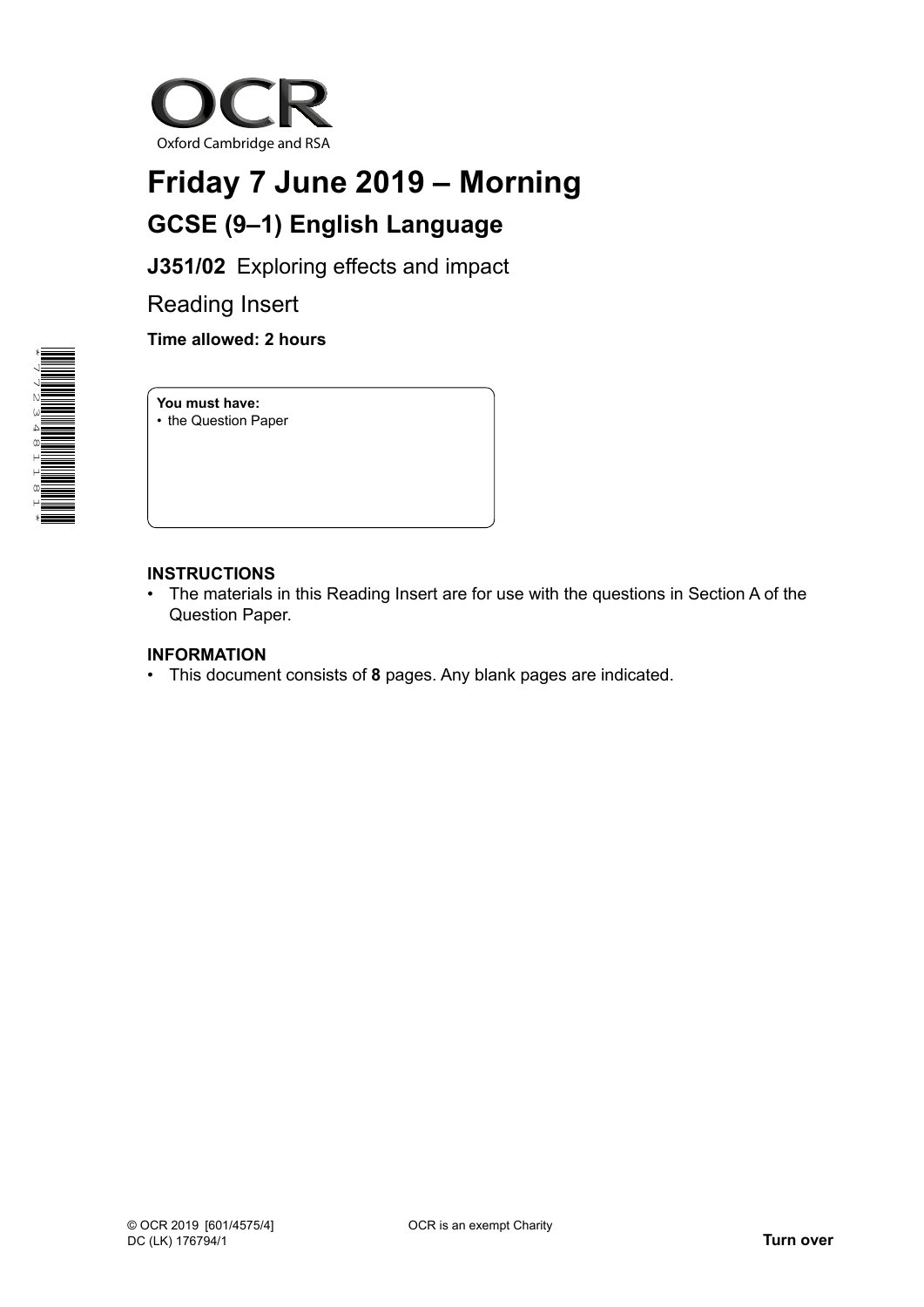OCR

Oxford Cambridge and RSA

# Friday 7 June 2019 – Morning

## GCSE (9–1) English Language

**J351/02** Exploring effects and impact

Reading Insert

**Time allowed: 2 hours**

**You must have:**
- the Question Paper

**INSTRUCTIONS**

- The materials in this Reading Insert are for use with the questions in Section A of the Question Paper.

**INFORMATION**

- This document consists of **8** pages. Any blank pages are indicated.

© OCR 2019 [601/4575/4]
DC (LK) 176794/1

OCR is an exempt Charity

**Turn over**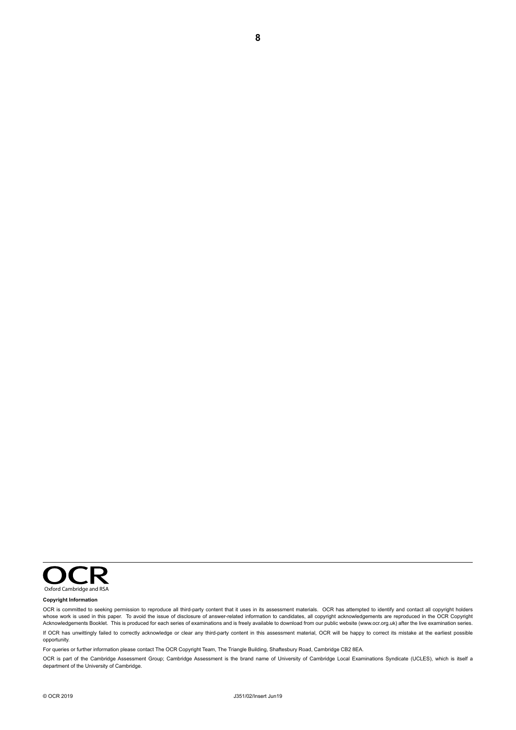OCR
Oxford Cambridge and RSA

**Copyright Information**

OCR is committed to seeking permission to reproduce all third-party content that it uses in its assessment materials. OCR has attempted to identify and contact all copyright holders whose work is used in this paper. To avoid the issue of disclosure of answer-related information to candidates, all copyright acknowledgements are reproduced in the OCR Copyright Acknowledgements Booklet. This is produced for each series of examinations and is freely available to download from our public website (www.ocr.org.uk) after the live examination series.

If OCR has unwittingly failed to correctly acknowledge or clear any third-party content in this assessment material, OCR will be happy to correct its mistake at the earliest possible opportunity.

For queries or further information please contact The OCR Copyright Team, The Triangle Building, Shaftesbury Road, Cambridge CB2 8EA.

OCR is part of the Cambridge Assessment Group; Cambridge Assessment is the brand name of University of Cambridge Local Examinations Syndicate (UCLES), which is itself a department of the University of Cambridge.